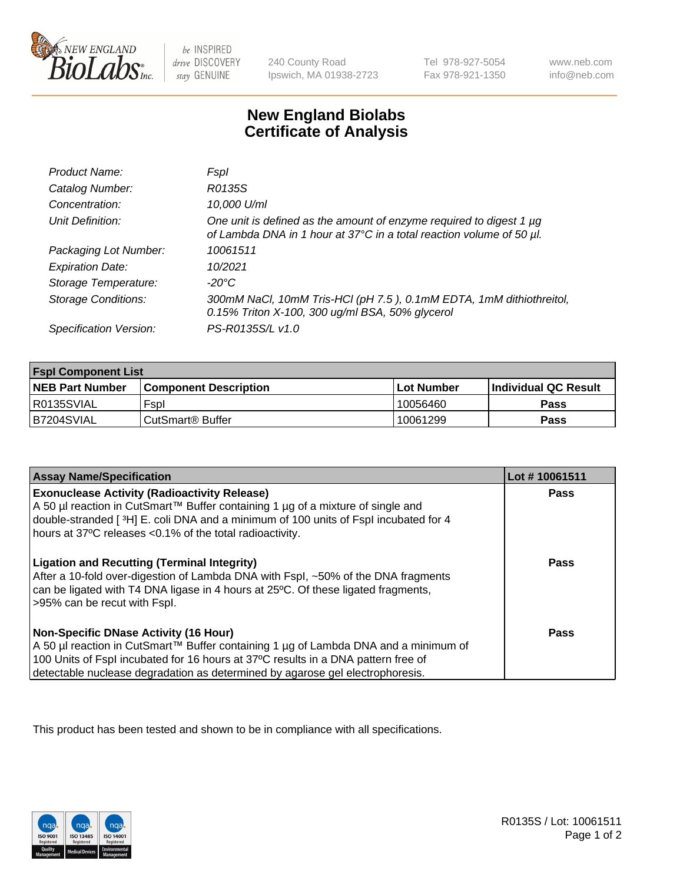New England BioLabs Inc. — be INSPIRED drive DISCOVERY stay GENUINE

240 County Road
Ipswich, MA 01938-2723

Tel 978-927-5054
Fax 978-921-1350

www.neb.com
info@neb.com

# New England Biolabs
# Certificate of Analysis

| | |
|---|---|
| *Product Name:* | *FspI* |
| *Catalog Number:* | *R0135S* |
| *Concentration:* | *10,000 U/ml* |
| *Unit Definition:* | *One unit is defined as the amount of enzyme required to digest 1 µg of Lambda DNA in 1 hour at 37°C in a total reaction volume of 50 µl.* |
| *Packaging Lot Number:* | *10061511* |
| *Expiration Date:* | *10/2021* |
| *Storage Temperature:* | *-20°C* |
| *Storage Conditions:* | *300mM NaCl, 10mM Tris-HCl (pH 7.5 ), 0.1mM EDTA, 1mM dithiothreitol, 0.15% Triton X-100, 300 ug/ml BSA, 50% glycerol* |
| *Specification Version:* | *PS-R0135S/L v1.0* |

| **FspI Component List** | | | |
|---|---|---|---|
| **NEB Part Number** | **Component Description** | **Lot Number** | **Individual QC Result** |
| R0135SVIAL | FspI | 10056460 | **Pass** |
| B7204SVIAL | CutSmart® Buffer | 10061299 | **Pass** |

| **Assay Name/Specification** | **Lot # 10061511** |
|---|---|
| **Exonuclease Activity (Radioactivity Release)**<br>A 50 µl reaction in CutSmart™ Buffer containing 1 µg of a mixture of single and double-stranded [ $^3$H] E. coli DNA and a minimum of 100 units of FspI incubated for 4 hours at 37ºC releases <0.1% of the total radioactivity. | **Pass** |
| **Ligation and Recutting (Terminal Integrity)**<br>After a 10-fold over-digestion of Lambda DNA with FspI, ~50% of the DNA fragments can be ligated with T4 DNA ligase in 4 hours at 25ºC. Of these ligated fragments, >95% can be recut with FspI. | **Pass** |
| **Non-Specific DNase Activity (16 Hour)**<br>A 50 µl reaction in CutSmart™ Buffer containing 1 µg of Lambda DNA and a minimum of 100 Units of FspI incubated for 16 hours at 37ºC results in a DNA pattern free of detectable nuclease degradation as determined by agarose gel electrophoresis. | **Pass** |

This product has been tested and shown to be in compliance with all specifications.

R0135S / Lot: 10061511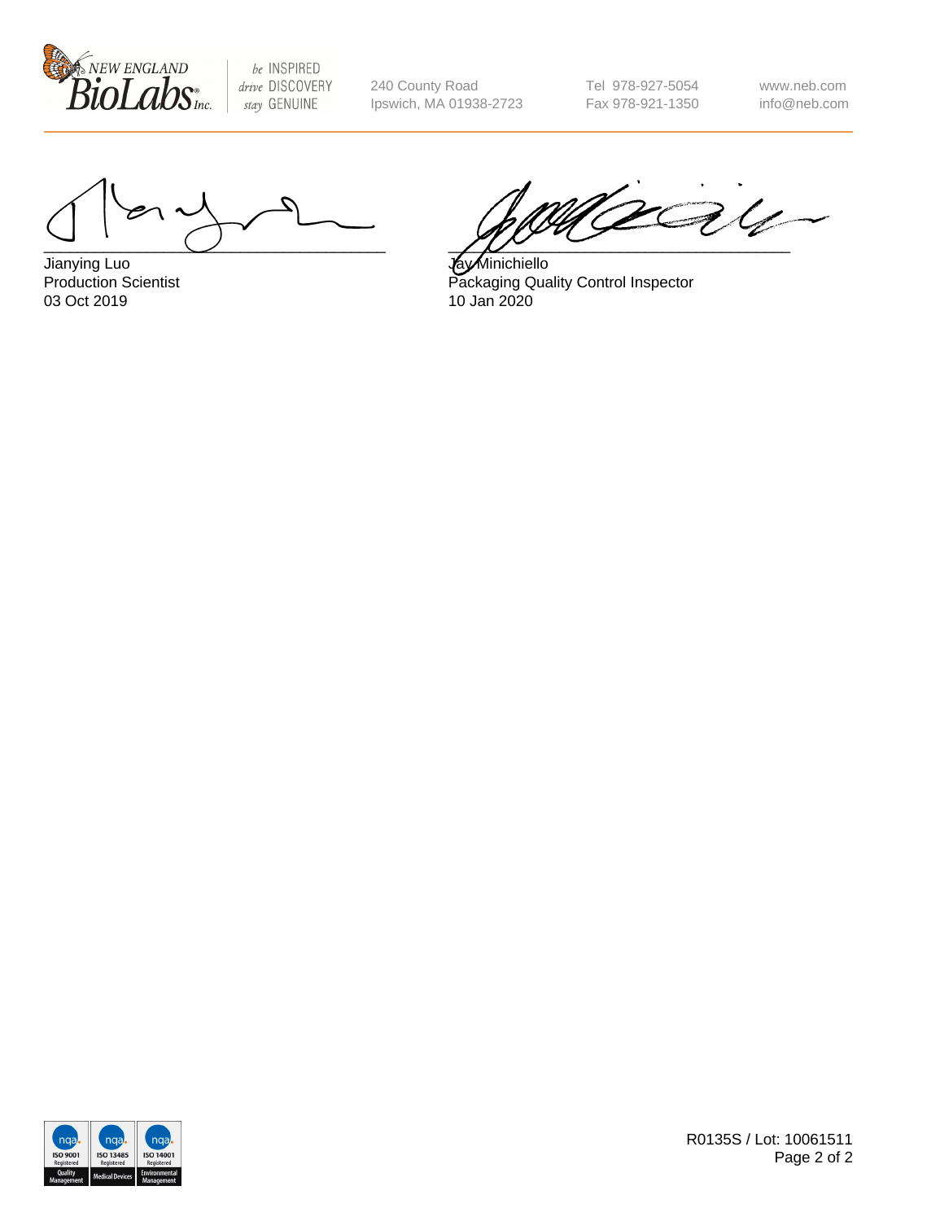NEW ENGLAND BioLabs Inc.

be INSPIRED drive DISCOVERY stay GENUINE

240 County Road
Ipswich, MA 01938-2723

Tel 978-927-5054
Fax 978-921-1350

www.neb.com
info@neb.com

Jianying Luo
Production Scientist
03 Oct 2019

Jay Minichiello
Packaging Quality Control Inspector
10 Jan 2020

R0135S / Lot: 10061511